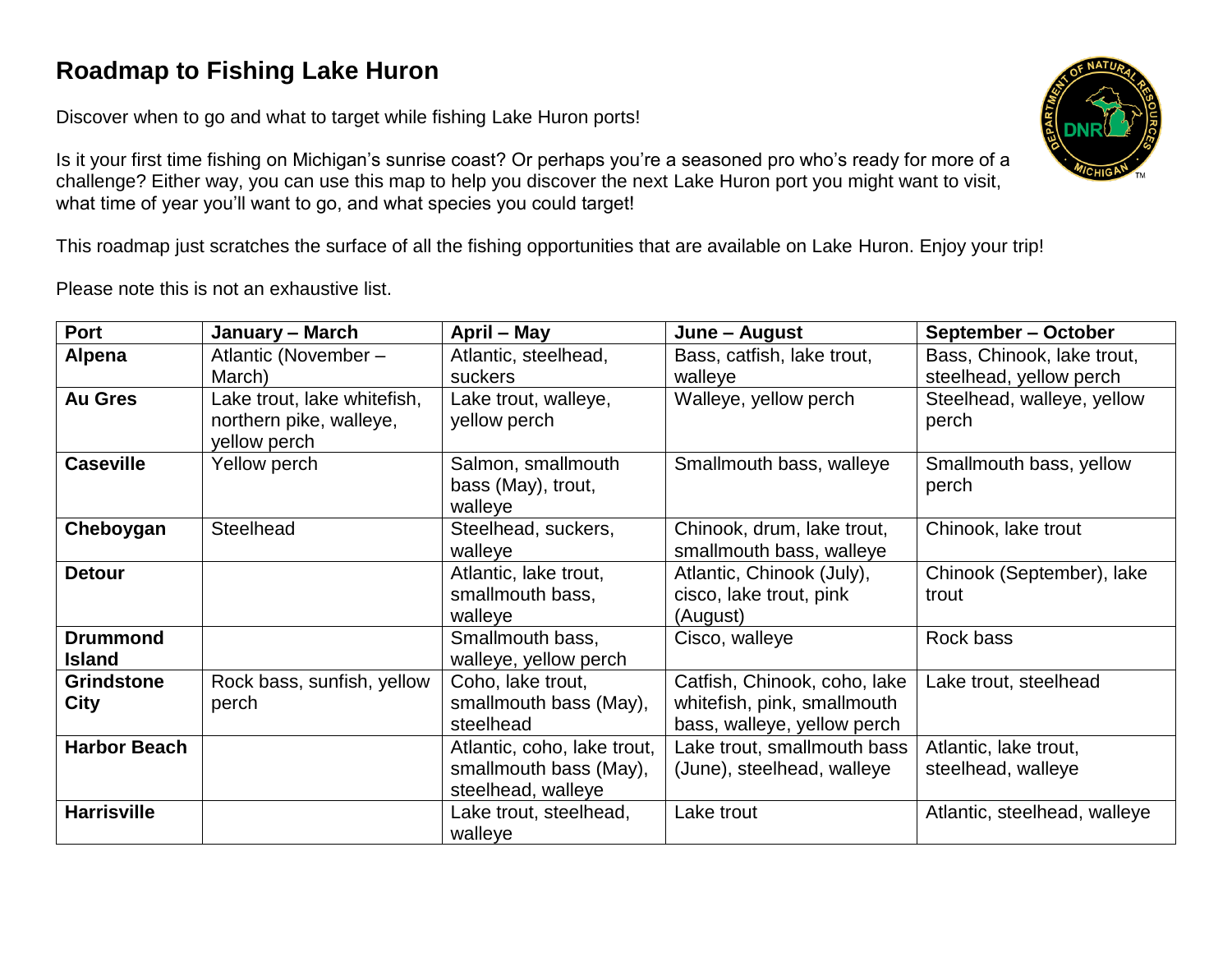# Roadmap to Fishing Lake Huron

Discover when to go and what to target while fishing Lake Huron ports!

Is it your first time fishing on Michigan's sunrise coast? Or perhaps you're a seasoned pro who's ready for more of a challenge? Either way, you can use this map to help you discover the next Lake Huron port you might want to visit, what time of year you'll want to go, and what species you could target!

This roadmap just scratches the surface of all the fishing opportunities that are available on Lake Huron. Enjoy your trip!

Please note this is not an exhaustive list.

| Port | January – March | April – May | June – August | September – October |
|---|---|---|---|---|
| **Alpena** | Atlantic (November – March) | Atlantic, steelhead, suckers | Bass, catfish, lake trout, walleye | Bass, Chinook, lake trout, steelhead, yellow perch |
| **Au Gres** | Lake trout, lake whitefish, northern pike, walleye, yellow perch | Lake trout, walleye, yellow perch | Walleye, yellow perch | Steelhead, walleye, yellow perch |
| **Caseville** | Yellow perch | Salmon, smallmouth bass (May), trout, walleye | Smallmouth bass, walleye | Smallmouth bass, yellow perch |
| **Cheboygan** | Steelhead | Steelhead, suckers, walleye | Chinook, drum, lake trout, smallmouth bass, walleye | Chinook, lake trout |
| **Detour** | | Atlantic, lake trout, smallmouth bass, walleye | Atlantic, Chinook (July), cisco, lake trout, pink (August) | Chinook (September), lake trout |
| **Drummond Island** | | Smallmouth bass, walleye, yellow perch | Cisco, walleye | Rock bass |
| **Grindstone City** | Rock bass, sunfish, yellow perch | Coho, lake trout, smallmouth bass (May), steelhead | Catfish, Chinook, coho, lake whitefish, pink, smallmouth bass, walleye, yellow perch | Lake trout, steelhead |
| **Harbor Beach** | | Atlantic, coho, lake trout, smallmouth bass (May), steelhead, walleye | Lake trout, smallmouth bass (June), steelhead, walleye | Atlantic, lake trout, steelhead, walleye |
| **Harrisville** | | Lake trout, steelhead, walleye | Lake trout | Atlantic, steelhead, walleye |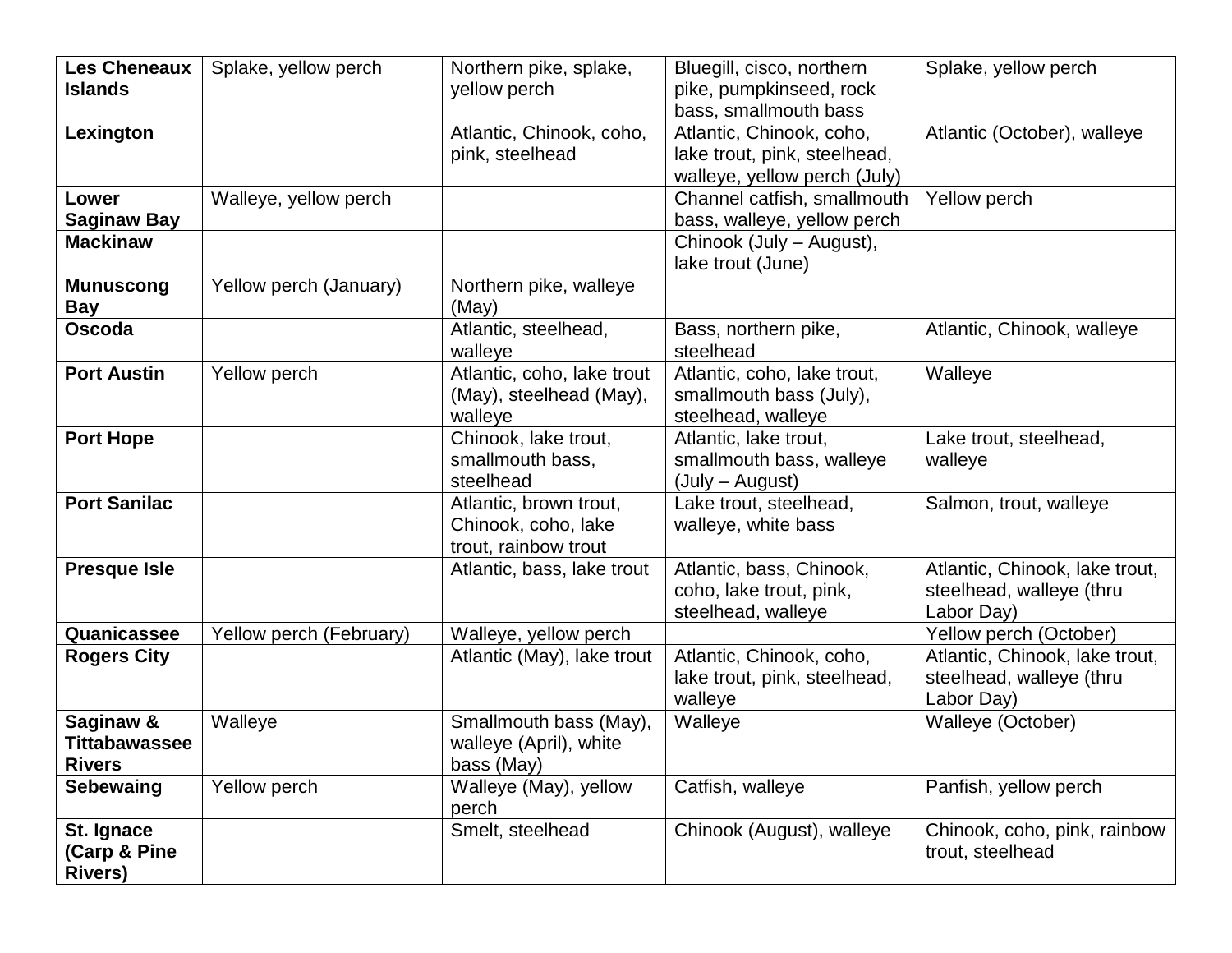| **Les Cheneaux Islands** | Splake, yellow perch | Northern pike, splake, yellow perch | Bluegill, cisco, northern pike, pumpkinseed, rock bass, smallmouth bass | Splake, yellow perch |
|---|---|---|---|---|
| **Lexington** | | Atlantic, Chinook, coho, pink, steelhead | Atlantic, Chinook, coho, lake trout, pink, steelhead, walleye, yellow perch (July) | Atlantic (October), walleye |
| **Lower Saginaw Bay** | Walleye, yellow perch | | Channel catfish, smallmouth bass, walleye, yellow perch | Yellow perch |
| **Mackinaw** | | | Chinook (July – August), lake trout (June) | |
| **Munuscong Bay** | Yellow perch (January) | Northern pike, walleye (May) | | |
| **Oscoda** | | Atlantic, steelhead, walleye | Bass, northern pike, steelhead | Atlantic, Chinook, walleye |
| **Port Austin** | Yellow perch | Atlantic, coho, lake trout (May), steelhead (May), walleye | Atlantic, coho, lake trout, smallmouth bass (July), steelhead, walleye | Walleye |
| **Port Hope** | | Chinook, lake trout, smallmouth bass, steelhead | Atlantic, lake trout, smallmouth bass, walleye (July – August) | Lake trout, steelhead, walleye |
| **Port Sanilac** | | Atlantic, brown trout, Chinook, coho, lake trout, rainbow trout | Lake trout, steelhead, walleye, white bass | Salmon, trout, walleye |
| **Presque Isle** | | Atlantic, bass, lake trout | Atlantic, bass, Chinook, coho, lake trout, pink, steelhead, walleye | Atlantic, Chinook, lake trout, steelhead, walleye (thru Labor Day) |
| **Quanicassee** | Yellow perch (February) | Walleye, yellow perch | | Yellow perch (October) |
| **Rogers City** | | Atlantic (May), lake trout | Atlantic, Chinook, coho, lake trout, pink, steelhead, walleye | Atlantic, Chinook, lake trout, steelhead, walleye (thru Labor Day) |
| **Saginaw & Tittabawassee Rivers** | Walleye | Smallmouth bass (May), walleye (April), white bass (May) | Walleye | Walleye (October) |
| **Sebewaing** | Yellow perch | Walleye (May), yellow perch | Catfish, walleye | Panfish, yellow perch |
| **St. Ignace (Carp & Pine Rivers)** | | Smelt, steelhead | Chinook (August), walleye | Chinook, coho, pink, rainbow trout, steelhead |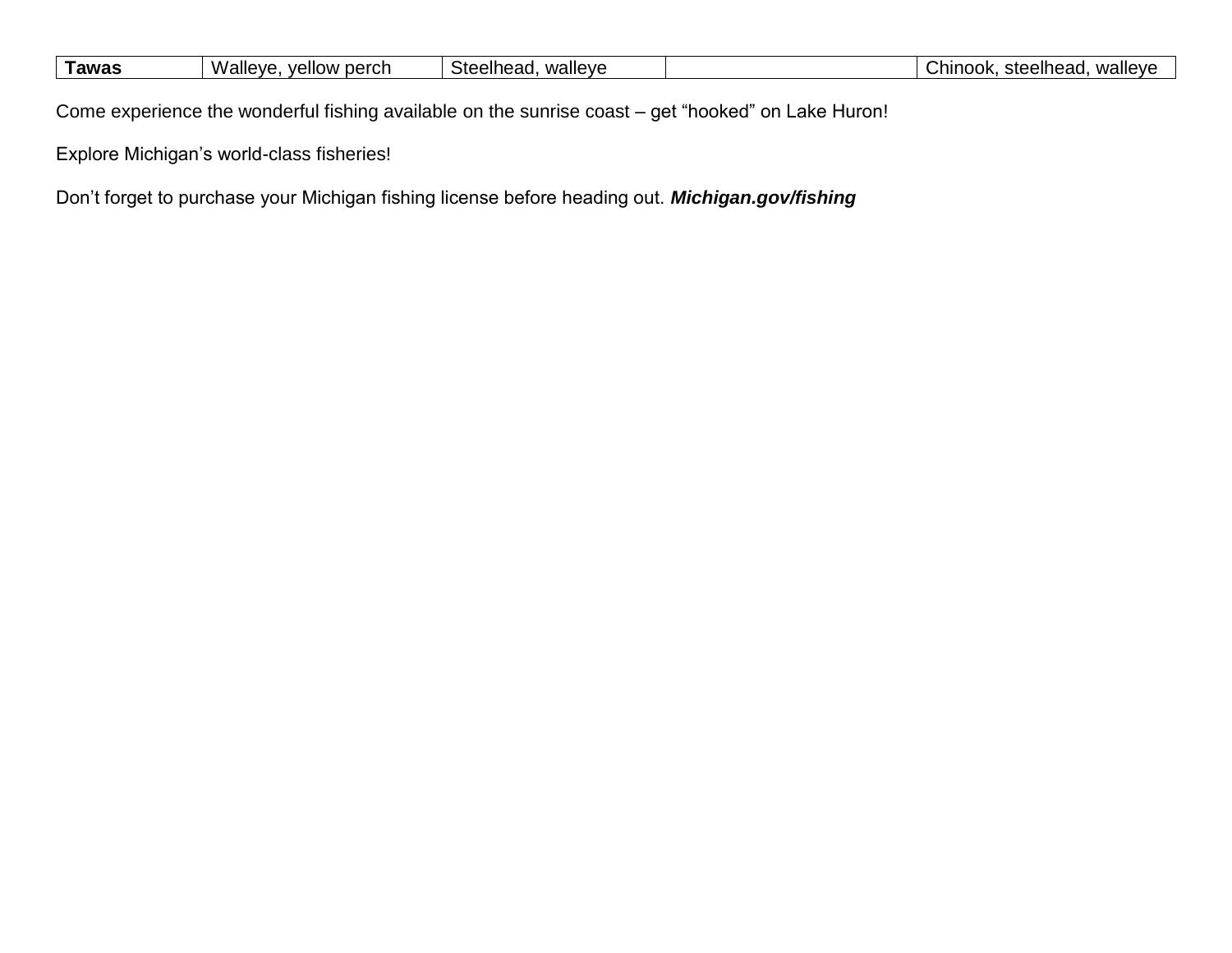| | | | | |
|---|---|---|---|---|
| **Tawas** | Walleye, yellow perch | Steelhead, walleye | | Chinook, steelhead, walleye |

Come experience the wonderful fishing available on the sunrise coast – get “hooked” on Lake Huron!

Explore Michigan’s world-class fisheries!

Don’t forget to purchase your Michigan fishing license before heading out. ***Michigan.gov/fishing***